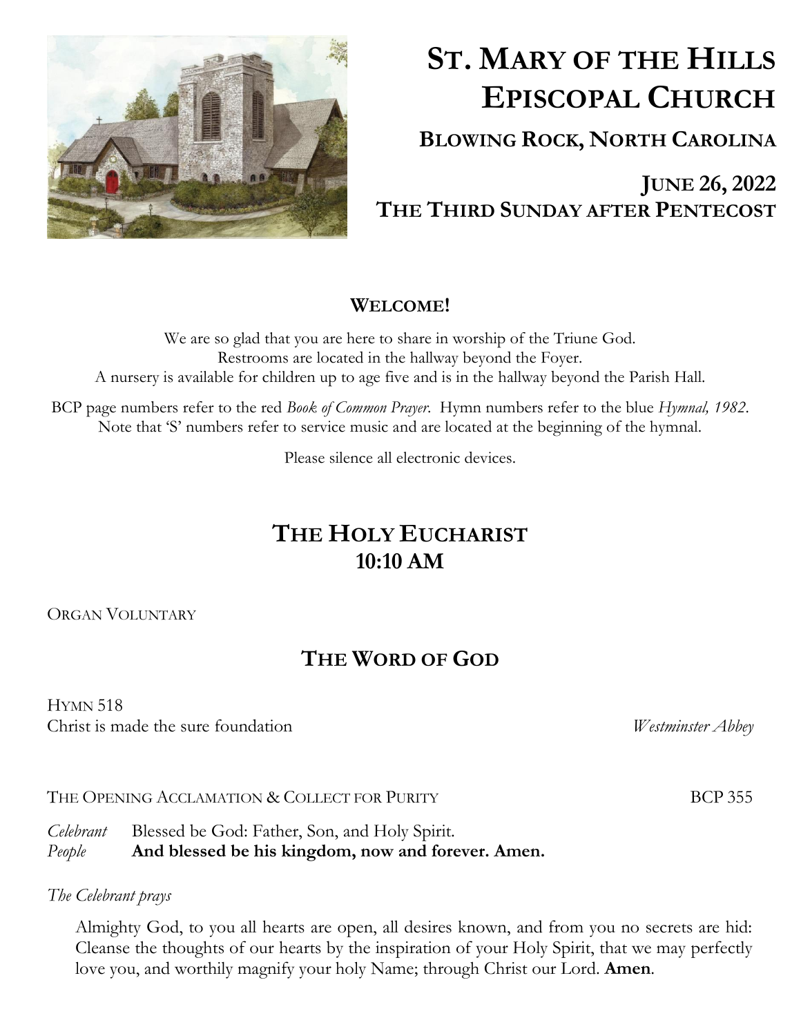# St. Mary of the Hills Episcopal Church

## Blowing Rock, North Carolina

## June 26, 2022
## The Third Sunday after Pentecost

### Welcome!

We are so glad that you are here to share in worship of the Triune God.
Restrooms are located in the hallway beyond the Foyer.
A nursery is available for children up to age five and is in the hallway beyond the Parish Hall.

BCP page numbers refer to the red *Book of Common Prayer*. Hymn numbers refer to the blue *Hymnal, 1982*. Note that 'S' numbers refer to service music and are located at the beginning of the hymnal.

Please silence all electronic devices.

## The Holy Eucharist
## 10:10 AM

Organ Voluntary

## The Word of God

Hymn 518
Christ is made the sure foundation *Westminster Abbey*

The Opening Acclamation & Collect for Purity BCP 355

*Celebrant* Blessed be God: Father, Son, and Holy Spirit.
*People* **And blessed be his kingdom, now and forever. Amen.**

*The Celebrant prays*

Almighty God, to you all hearts are open, all desires known, and from you no secrets are hid: Cleanse the thoughts of our hearts by the inspiration of your Holy Spirit, that we may perfectly love you, and worthily magnify your holy Name; through Christ our Lord. **Amen**.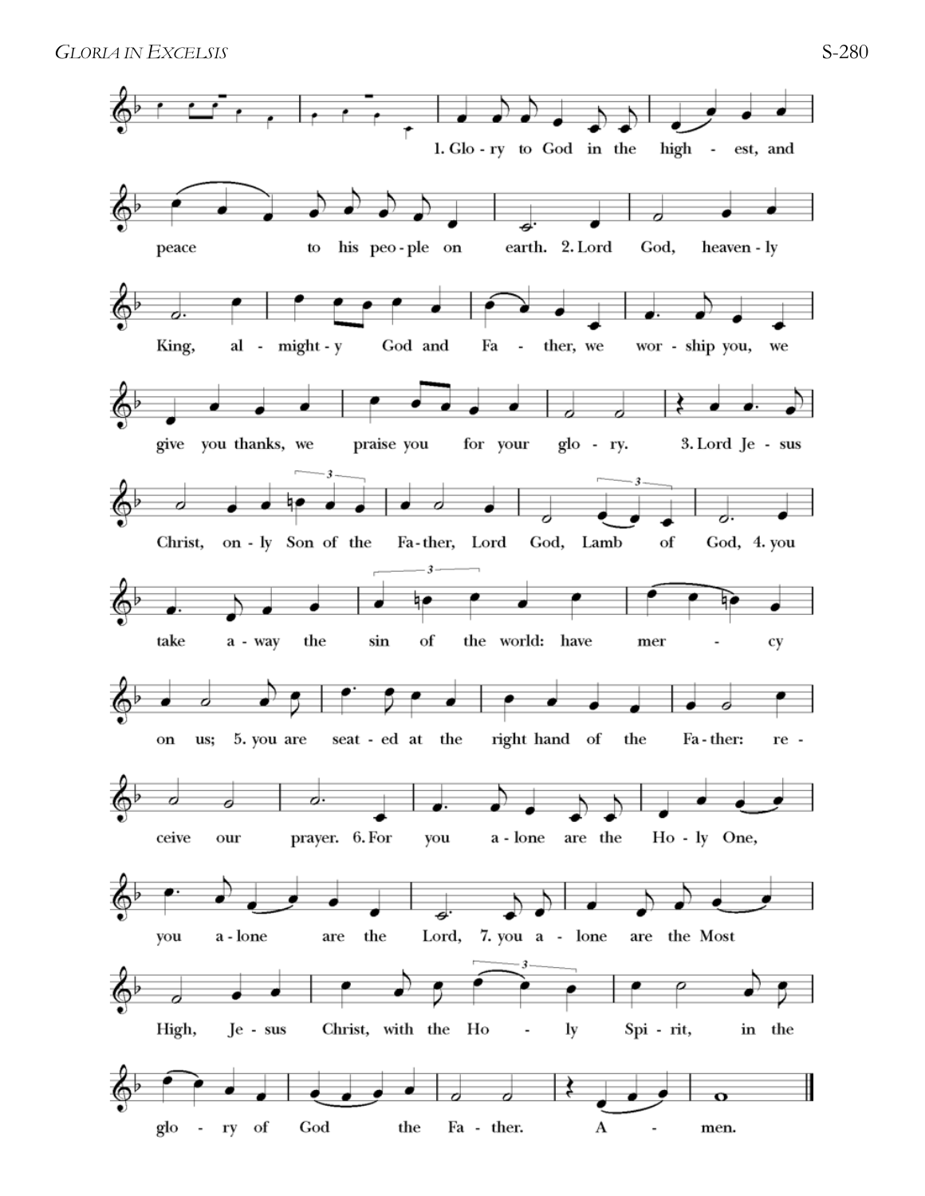# *Gloria in Excelsis*

S-280

1. Glo - ry to God in the high - est, and

peace to his peo - ple on earth. 2. Lord God, heaven - ly

King, al - might - y God and Fa - ther, we wor - ship you, we

give you thanks, we praise you for your glo - ry. 3. Lord Je - sus

Christ, on - ly Son of the Fa - ther, Lord God, Lamb of God, 4. you

take a - way the sin of the world: have mer - cy

on us; 5. you are seat - ed at the right hand of the Fa - ther: re -

ceive our prayer. 6. For you a - lone are the Ho - ly One,

you a - lone are the Lord, 7. you a - lone are the Most

High, Je - sus Christ, with the Ho - ly Spi - rit, in the

glo - ry of God the Fa - ther. A - men.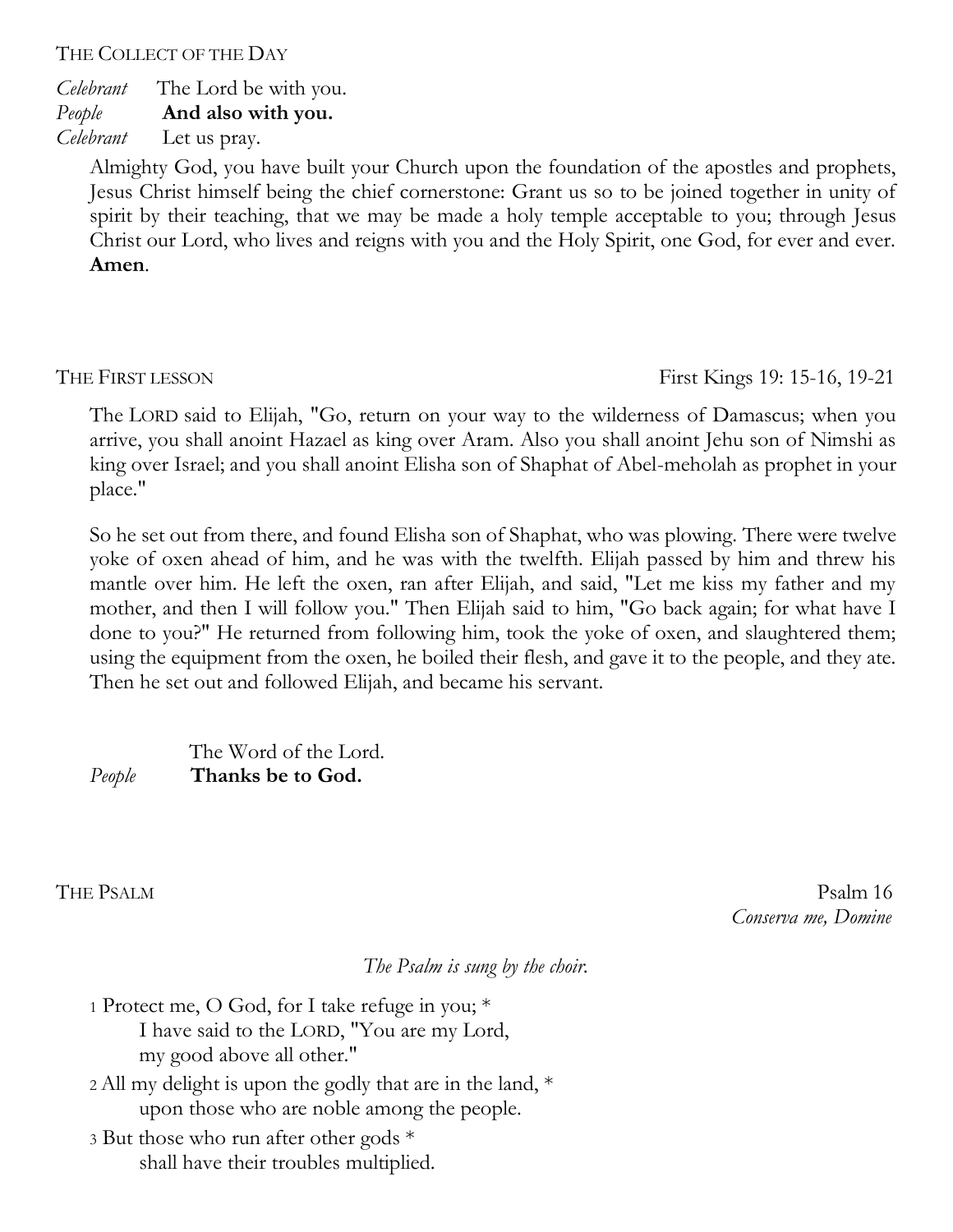## THE COLLECT OF THE DAY

*Celebrant* The Lord be with you.
*People* **And also with you.**
*Celebrant* Let us pray.

Almighty God, you have built your Church upon the foundation of the apostles and prophets, Jesus Christ himself being the chief cornerstone: Grant us so to be joined together in unity of spirit by their teaching, that we may be made a holy temple acceptable to you; through Jesus Christ our Lord, who lives and reigns with you and the Holy Spirit, one God, for ever and ever. **Amen**.

## THE FIRST LESSON

First Kings 19: 15-16, 19-21

The LORD said to Elijah, "Go, return on your way to the wilderness of Damascus; when you arrive, you shall anoint Hazael as king over Aram. Also you shall anoint Jehu son of Nimshi as king over Israel; and you shall anoint Elisha son of Shaphat of Abel-meholah as prophet in your place."

So he set out from there, and found Elisha son of Shaphat, who was plowing. There were twelve yoke of oxen ahead of him, and he was with the twelfth. Elijah passed by him and threw his mantle over him. He left the oxen, ran after Elijah, and said, "Let me kiss my father and my mother, and then I will follow you." Then Elijah said to him, "Go back again; for what have I done to you?" He returned from following him, took the yoke of oxen, and slaughtered them; using the equipment from the oxen, he boiled their flesh, and gave it to the people, and they ate. Then he set out and followed Elijah, and became his servant.

The Word of the Lord.
*People* **Thanks be to God.**

## THE PSALM

Psalm 16
*Conserva me, Domine*

*The Psalm is sung by the choir.*

1 Protect me, O God, for I take refuge in you; *
I have said to the LORD, "You are my Lord,
my good above all other."

2 All my delight is upon the godly that are in the land, *
upon those who are noble among the people.

3 But those who run after other gods *
shall have their troubles multiplied.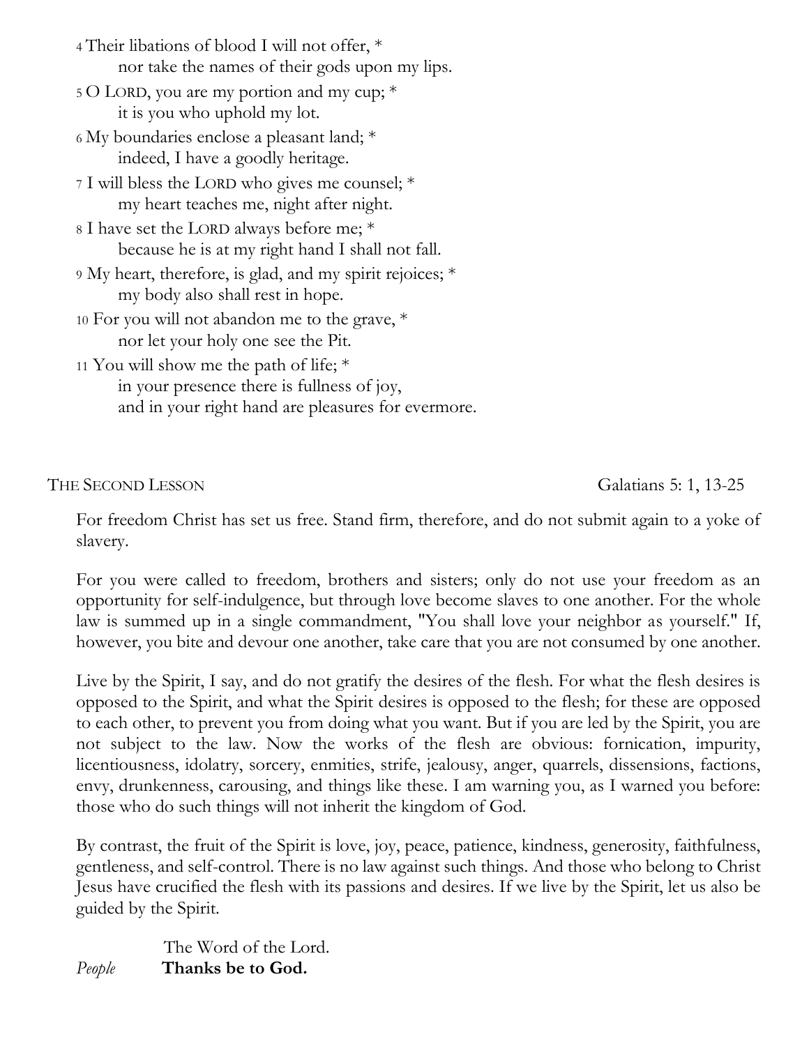4 Their libations of blood I will not offer, *
  nor take the names of their gods upon my lips.

5 O LORD, you are my portion and my cup; *
  it is you who uphold my lot.

6 My boundaries enclose a pleasant land; *
  indeed, I have a goodly heritage.

7 I will bless the LORD who gives me counsel; *
  my heart teaches me, night after night.

8 I have set the LORD always before me; *
  because he is at my right hand I shall not fall.

9 My heart, therefore, is glad, and my spirit rejoices; *
  my body also shall rest in hope.

10 For you will not abandon me to the grave, *
  nor let your holy one see the Pit.

11 You will show me the path of life; *
  in your presence there is fullness of joy,
  and in your right hand are pleasures for evermore.

THE SECOND LESSON — Galatians 5: 1, 13-25

For freedom Christ has set us free. Stand firm, therefore, and do not submit again to a yoke of slavery.

For you were called to freedom, brothers and sisters; only do not use your freedom as an opportunity for self-indulgence, but through love become slaves to one another. For the whole law is summed up in a single commandment, "You shall love your neighbor as yourself." If, however, you bite and devour one another, take care that you are not consumed by one another.

Live by the Spirit, I say, and do not gratify the desires of the flesh. For what the flesh desires is opposed to the Spirit, and what the Spirit desires is opposed to the flesh; for these are opposed to each other, to prevent you from doing what you want. But if you are led by the Spirit, you are not subject to the law. Now the works of the flesh are obvious: fornication, impurity, licentiousness, idolatry, sorcery, enmities, strife, jealousy, anger, quarrels, dissensions, factions, envy, drunkenness, carousing, and things like these. I am warning you, as I warned you before: those who do such things will not inherit the kingdom of God.

By contrast, the fruit of the Spirit is love, joy, peace, patience, kindness, generosity, faithfulness, gentleness, and self-control. There is no law against such things. And those who belong to Christ Jesus have crucified the flesh with its passions and desires. If we live by the Spirit, let us also be guided by the Spirit.

The Word of the Lord.
*People* **Thanks be to God.**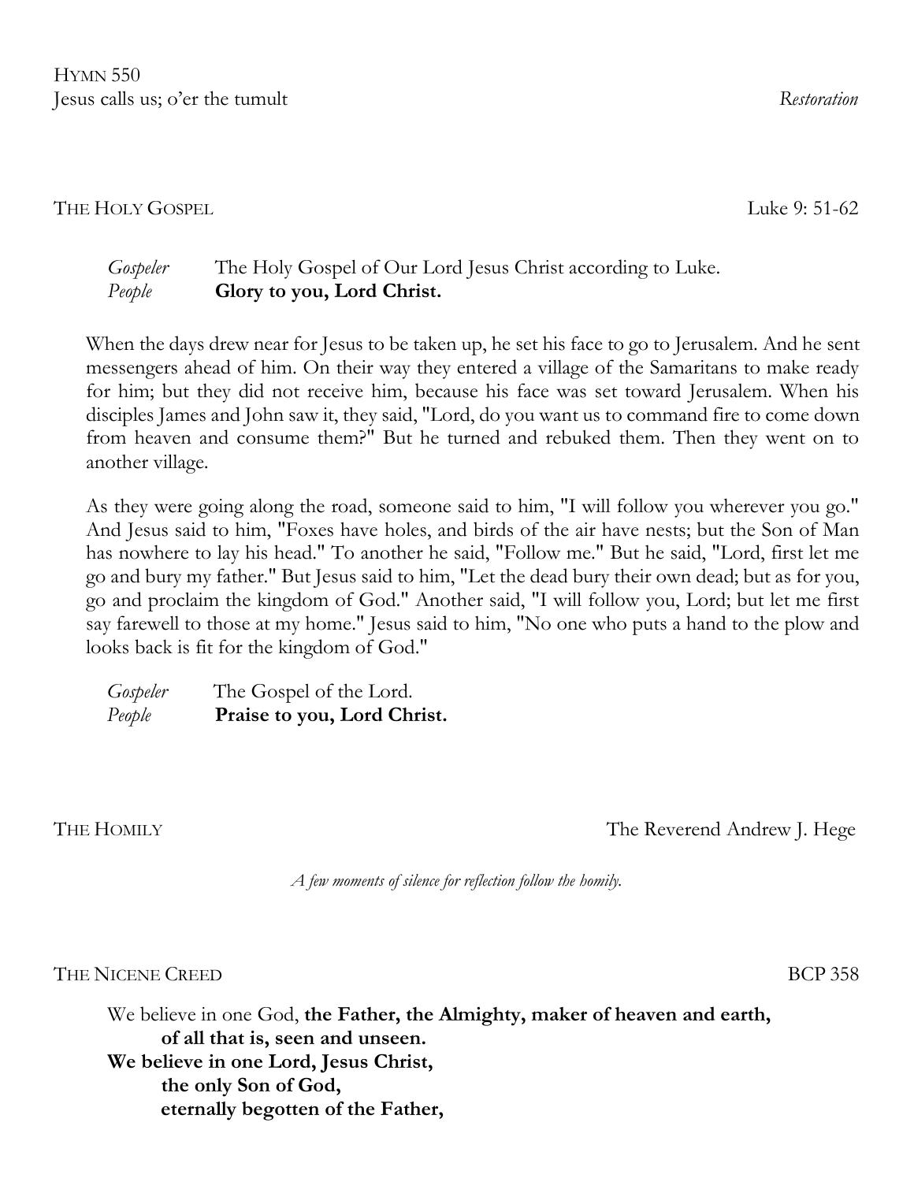HYMN 550
Jesus calls us; o'er the tumult *Restoration*

THE HOLY GOSPEL Luke 9: 51-62

*Gospeler* The Holy Gospel of Our Lord Jesus Christ according to Luke.
*People* **Glory to you, Lord Christ.**

When the days drew near for Jesus to be taken up, he set his face to go to Jerusalem. And he sent messengers ahead of him. On their way they entered a village of the Samaritans to make ready for him; but they did not receive him, because his face was set toward Jerusalem. When his disciples James and John saw it, they said, "Lord, do you want us to command fire to come down from heaven and consume them?" But he turned and rebuked them. Then they went on to another village.

As they were going along the road, someone said to him, "I will follow you wherever you go." And Jesus said to him, "Foxes have holes, and birds of the air have nests; but the Son of Man has nowhere to lay his head." To another he said, "Follow me." But he said, "Lord, first let me go and bury my father." But Jesus said to him, "Let the dead bury their own dead; but as for you, go and proclaim the kingdom of God." Another said, "I will follow you, Lord; but let me first say farewell to those at my home." Jesus said to him, "No one who puts a hand to the plow and looks back is fit for the kingdom of God."

*Gospeler* The Gospel of the Lord.
*People* **Praise to you, Lord Christ.**

THE HOMILY The Reverend Andrew J. Hege

*A few moments of silence for reflection follow the homily.*

THE NICENE CREED BCP 358

We believe in one God, **the Father, the Almighty, maker of heaven and earth,**
**of all that is, seen and unseen.**
**We believe in one Lord, Jesus Christ,**
**the only Son of God,**
**eternally begotten of the Father,**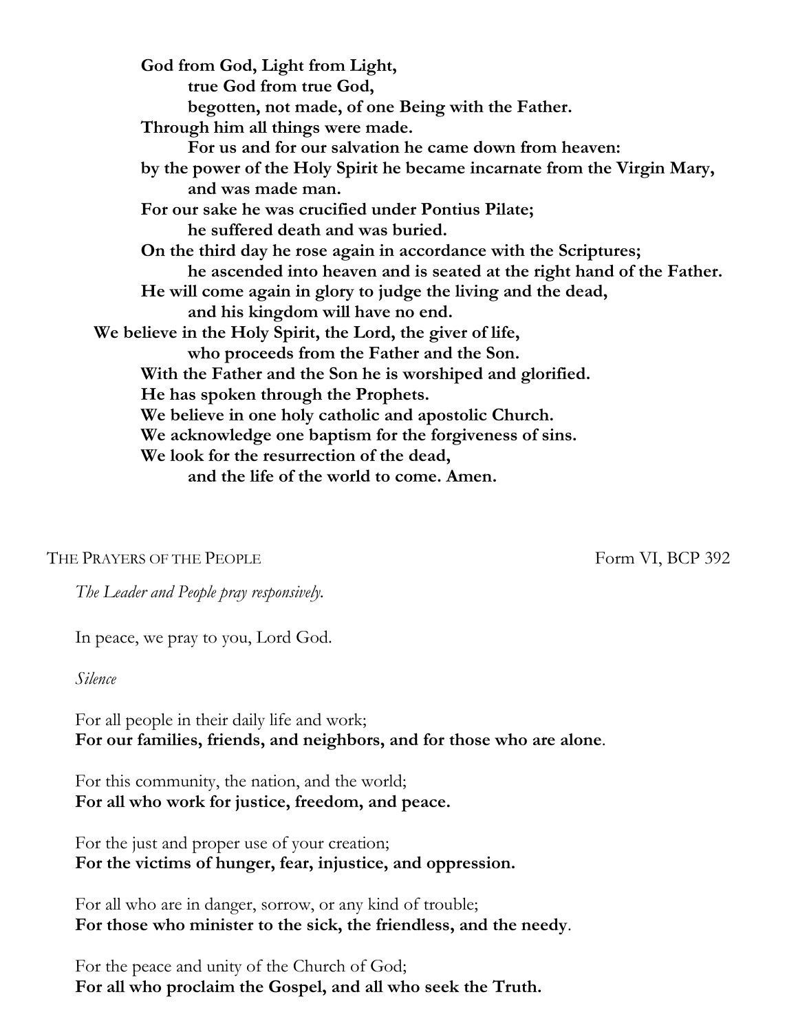**God from God, Light from Light,**
**true God from true God,**
**begotten, not made, of one Being with the Father.**
**Through him all things were made.**
**For us and for our salvation he came down from heaven:**
**by the power of the Holy Spirit he became incarnate from the Virgin Mary,**
**and was made man.**
**For our sake he was crucified under Pontius Pilate;**
**he suffered death and was buried.**
**On the third day he rose again in accordance with the Scriptures;**
**he ascended into heaven and is seated at the right hand of the Father.**
**He will come again in glory to judge the living and the dead,**
**and his kingdom will have no end.**
**We believe in the Holy Spirit, the Lord, the giver of life,**
**who proceeds from the Father and the Son.**
**With the Father and the Son he is worshiped and glorified.**
**He has spoken through the Prophets.**
**We believe in one holy catholic and apostolic Church.**
**We acknowledge one baptism for the forgiveness of sins.**
**We look for the resurrection of the dead,**
**and the life of the world to come. Amen.**

## THE PRAYERS OF THE PEOPLE — Form VI, BCP 392

*The Leader and People pray responsively.*

In peace, we pray to you, Lord God.

*Silence*

For all people in their daily life and work;
**For our families, friends, and neighbors, and for those who are alone**.

For this community, the nation, and the world;
**For all who work for justice, freedom, and peace.**

For the just and proper use of your creation;
**For the victims of hunger, fear, injustice, and oppression.**

For all who are in danger, sorrow, or any kind of trouble;
**For those who minister to the sick, the friendless, and the needy**.

For the peace and unity of the Church of God;
**For all who proclaim the Gospel, and all who seek the Truth.**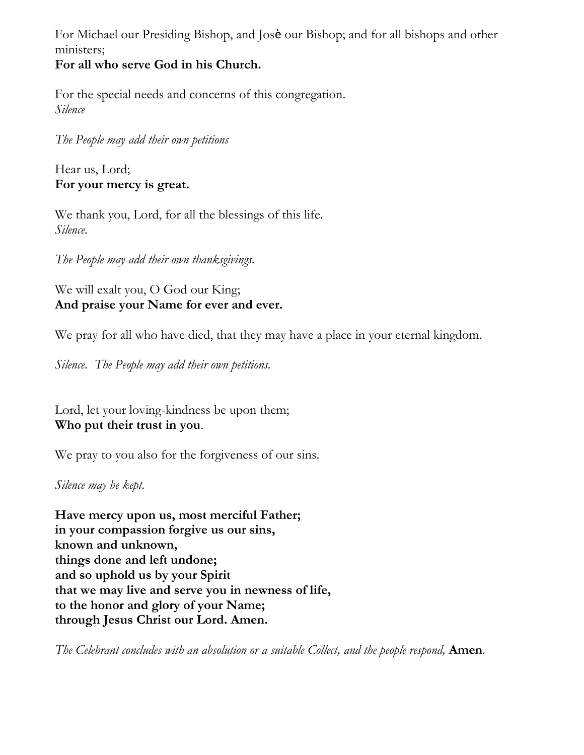For Michael our Presiding Bishop, and Josè our Bishop; and for all bishops and other ministers;
**For all who serve God in his Church.**

For the special needs and concerns of this congregation.
*Silence*

*The People may add their own petitions*

Hear us, Lord;
**For your mercy is great.**

We thank you, Lord, for all the blessings of this life.
*Silence.*

*The People may add their own thanksgivings.*

We will exalt you, O God our King;
**And praise your Name for ever and ever.**

We pray for all who have died, that they may have a place in your eternal kingdom.

*Silence. The People may add their own petitions.*

Lord, let your loving-kindness be upon them;
**Who put their trust in you**.

We pray to you also for the forgiveness of our sins.

*Silence may be kept.*

**Have mercy upon us, most merciful Father;**
**in your compassion forgive us our sins,**
**known and unknown,**
**things done and left undone;**
**and so uphold us by your Spirit**
**that we may live and serve you in newness of life,**
**to the honor and glory of your Name;**
**through Jesus Christ our Lord. Amen.**

*The Celebrant concludes with an absolution or a suitable Collect, and the people respond,* **Amen**.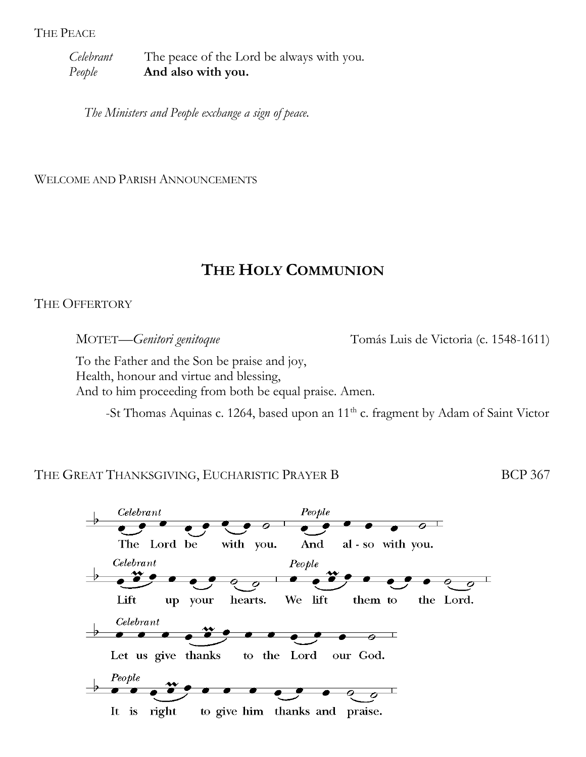THE PEACE

*Celebrant* The peace of the Lord be always with you.
*People* **And also with you.**

*The Ministers and People exchange a sign of peace.*

WELCOME AND PARISH ANNOUNCEMENTS

# THE HOLY COMMUNION

THE OFFERTORY

MOTET—*Genitori genitoque* Tomás Luis de Victoria (c. 1548-1611)

To the Father and the Son be praise and joy,
Health, honour and virtue and blessing,
And to him proceeding from both be equal praise. Amen.

-St Thomas Aquinas c. 1264, based upon an 11th c. fragment by Adam of Saint Victor

THE GREAT THANKSGIVING, EUCHARISTIC PRAYER B BCP 367

*Celebrant* The Lord be with you. *People* And al-so with you.

*Celebrant* Lift up your hearts. *People* We lift them to the Lord.

*Celebrant* Let us give thanks to the Lord our God.

*People* It is right to give him thanks and praise.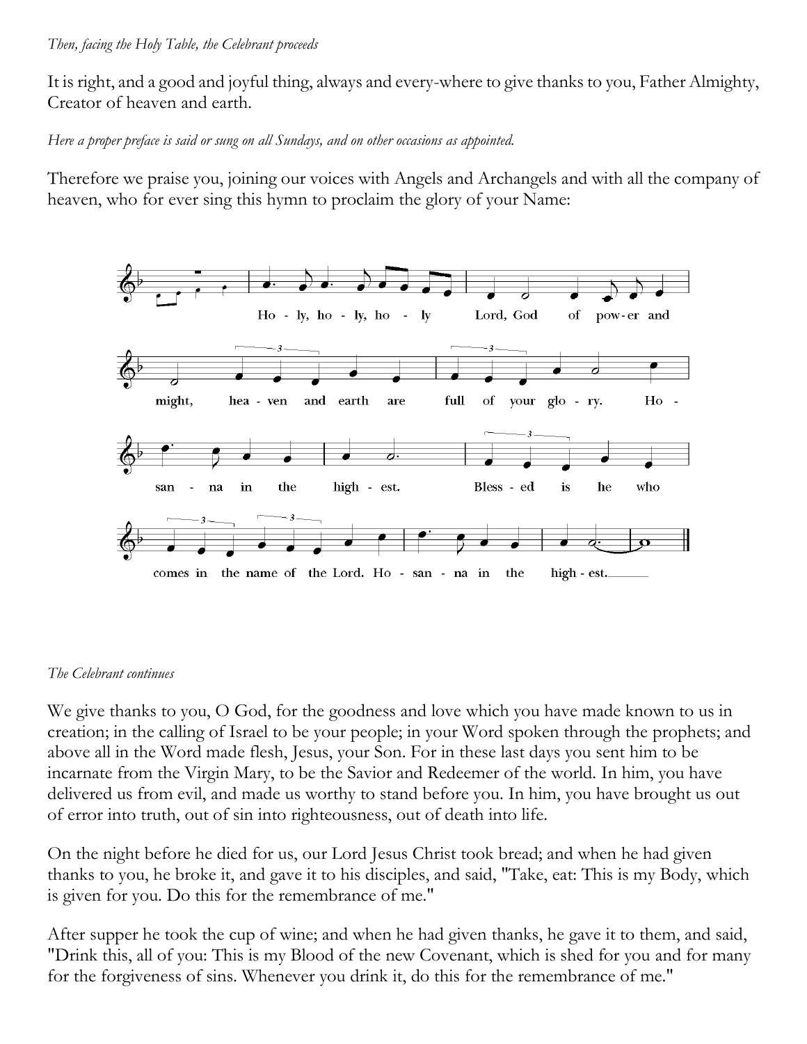*Then, facing the Holy Table, the Celebrant proceeds*

It is right, and a good and joyful thing, always and every-where to give thanks to you, Father Almighty, Creator of heaven and earth.

*Here a proper preface is said or sung on all Sundays, and on other occasions as appointed.*

Therefore we praise you, joining our voices with Angels and Archangels and with all the company of heaven, who for ever sing this hymn to proclaim the glory of your Name:

Ho - ly, ho - ly, ho - ly Lord, God of pow-er and might, hea - ven and earth are full of your glo - ry. Ho - san - na in the high - est. Bless - ed is he who comes in the name of the Lord. Ho - san - na in the high - est.

*The Celebrant continues*

We give thanks to you, O God, for the goodness and love which you have made known to us in creation; in the calling of Israel to be your people; in your Word spoken through the prophets; and above all in the Word made flesh, Jesus, your Son. For in these last days you sent him to be incarnate from the Virgin Mary, to be the Savior and Redeemer of the world. In him, you have delivered us from evil, and made us worthy to stand before you. In him, you have brought us out of error into truth, out of sin into righteousness, out of death into life.

On the night before he died for us, our Lord Jesus Christ took bread; and when he had given thanks to you, he broke it, and gave it to his disciples, and said, "Take, eat: This is my Body, which is given for you. Do this for the remembrance of me."

After supper he took the cup of wine; and when he had given thanks, he gave it to them, and said, "Drink this, all of you: This is my Blood of the new Covenant, which is shed for you and for many for the forgiveness of sins. Whenever you drink it, do this for the remembrance of me."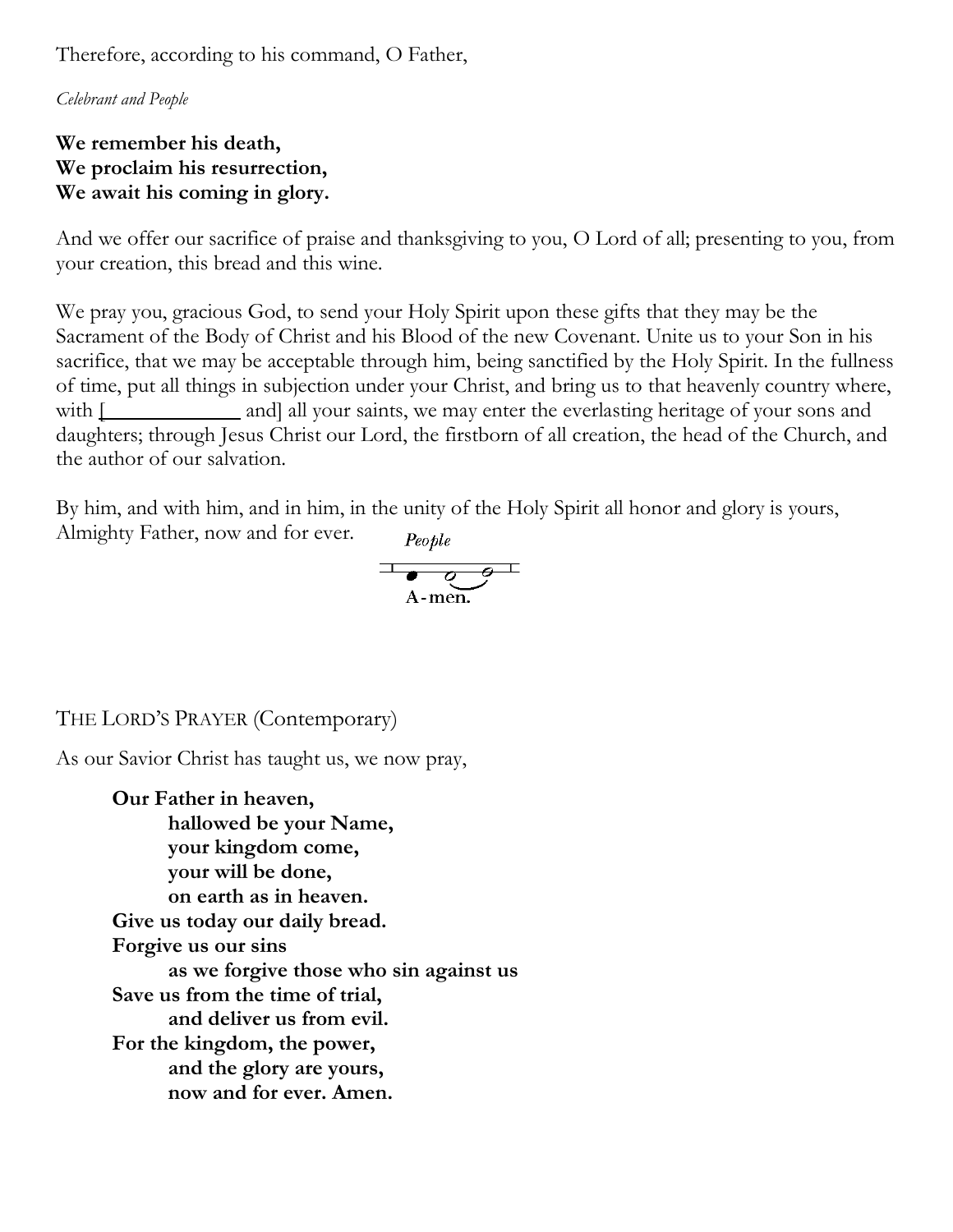Therefore, according to his command, O Father,

*Celebrant and People*

**We remember his death,**
**We proclaim his resurrection,**
**We await his coming in glory.**

And we offer our sacrifice of praise and thanksgiving to you, O Lord of all; presenting to you, from your creation, this bread and this wine.

We pray you, gracious God, to send your Holy Spirit upon these gifts that they may be the Sacrament of the Body of Christ and his Blood of the new Covenant. Unite us to your Son in his sacrifice, that we may be acceptable through him, being sanctified by the Holy Spirit. In the fullness of time, put all things in subjection under your Christ, and bring us to that heavenly country where, with [____________ and] all your saints, we may enter the everlasting heritage of your sons and daughters; through Jesus Christ our Lord, the firstborn of all creation, the head of the Church, and the author of our salvation.

By him, and with him, and in him, in the unity of the Holy Spirit all honor and glory is yours, Almighty Father, now and for ever.

*People*

A-men.

THE LORD'S PRAYER (Contemporary)

As our Savior Christ has taught us, we now pray,

**Our Father in heaven,**
**hallowed be your Name,**
**your kingdom come,**
**your will be done,**
**on earth as in heaven.**
**Give us today our daily bread.**
**Forgive us our sins**
**as we forgive those who sin against us**
**Save us from the time of trial,**
**and deliver us from evil.**
**For the kingdom, the power,**
**and the glory are yours,**
**now and for ever. Amen.**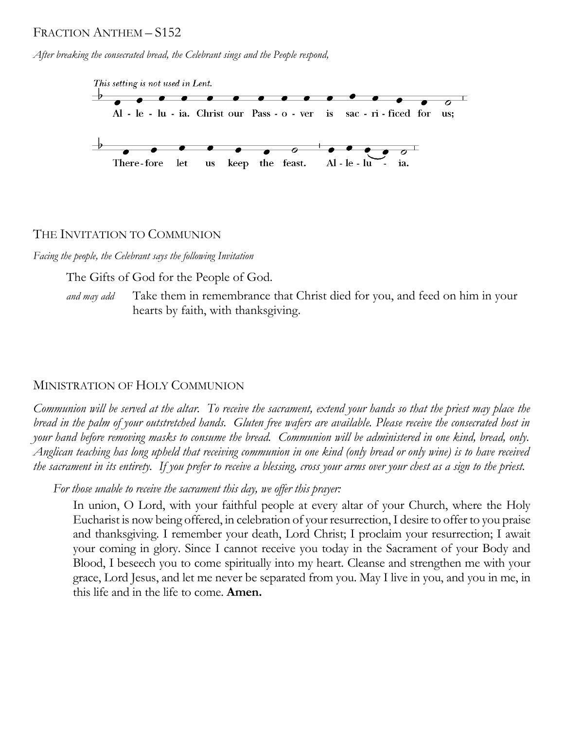## Fraction Anthem – S152

*After breaking the consecrated bread, the Celebrant sings and the People respond,*

*This setting is not used in Lent.*

Al - le - lu - ia. Christ our Pass - o - ver is sac - ri - ficed for us;

There-fore let us keep the feast. Al - le - lu - ia.

## The Invitation to Communion

*Facing the people, the Celebrant says the following Invitation*

The Gifts of God for the People of God.

*and may add* Take them in remembrance that Christ died for you, and feed on him in your hearts by faith, with thanksgiving.

## Ministration of Holy Communion

*Communion will be served at the altar. To receive the sacrament, extend your hands so that the priest may place the bread in the palm of your outstretched hands. Gluten free wafers are available. Please receive the consecrated host in your hand before removing masks to consume the bread. Communion will be administered in one kind, bread, only. Anglican teaching has long upheld that receiving communion in one kind (only bread or only wine) is to have received the sacrament in its entirety. If you prefer to receive a blessing, cross your arms over your chest as a sign to the priest.*

*For those unable to receive the sacrament this day, we offer this prayer:*

In union, O Lord, with your faithful people at every altar of your Church, where the Holy Eucharist is now being offered, in celebration of your resurrection, I desire to offer to you praise and thanksgiving. I remember your death, Lord Christ; I proclaim your resurrection; I await your coming in glory. Since I cannot receive you today in the Sacrament of your Body and Blood, I beseech you to come spiritually into my heart. Cleanse and strengthen me with your grace, Lord Jesus, and let me never be separated from you. May I live in you, and you in me, in this life and in the life to come. **Amen.**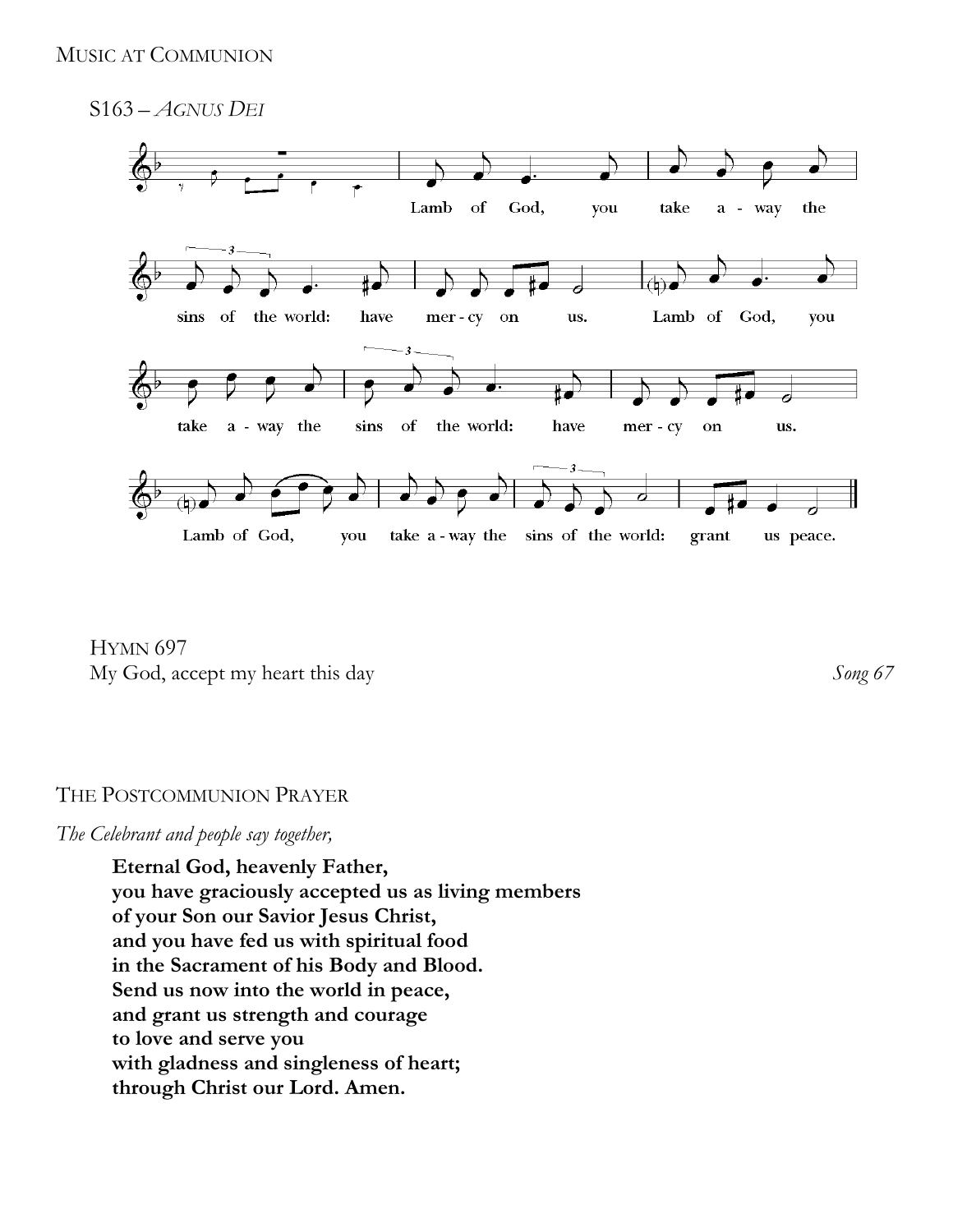## Music at Communion

S163 – *Agnus Dei*

Lamb of God, you take a - way the sins of the world: have mer - cy on us. Lamb of God, you take a - way the sins of the world: have mer - cy on us. Lamb of God, you take a - way the sins of the world: grant us peace.

Hymn 697
My God, accept my heart this day *Song 67*

## The Postcommunion Prayer

*The Celebrant and people say together,*

**Eternal God, heavenly Father,**
**you have graciously accepted us as living members**
**of your Son our Savior Jesus Christ,**
**and you have fed us with spiritual food**
**in the Sacrament of his Body and Blood.**
**Send us now into the world in peace,**
**and grant us strength and courage**
**to love and serve you**
**with gladness and singleness of heart;**
**through Christ our Lord. Amen.**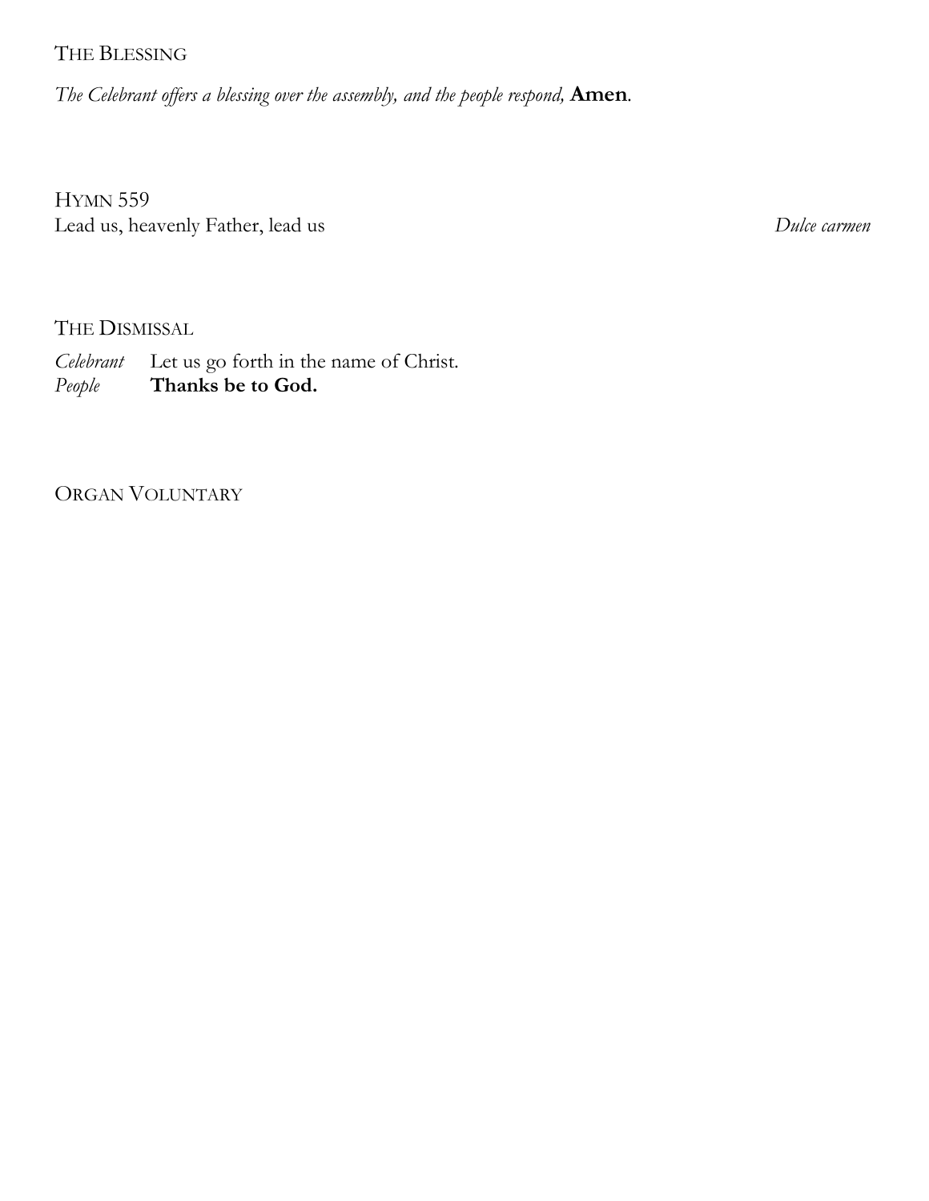## The Blessing

*The Celebrant offers a blessing over the assembly, and the people respond,* **Amen**.

## Hymn 559

Lead us, heavenly Father, lead us *Dulce carmen*

## The Dismissal

*Celebrant* Let us go forth in the name of Christ.
*People* **Thanks be to God.**

## Organ Voluntary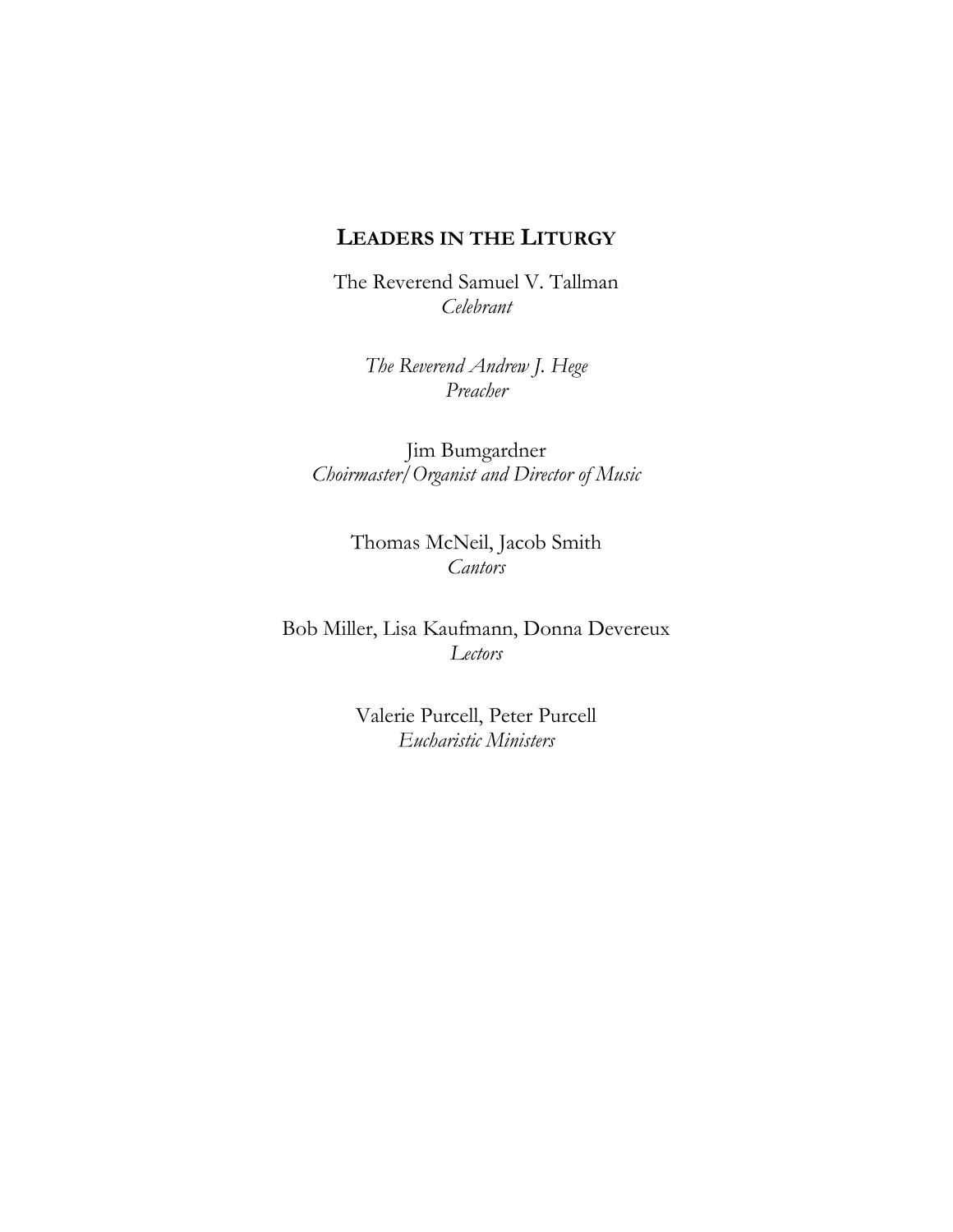## LEADERS IN THE LITURGY

The Reverend Samuel V. Tallman
*Celebrant*

*The Reverend Andrew J. Hege*
*Preacher*

Jim Bumgardner
*Choirmaster/Organist and Director of Music*

Thomas McNeil, Jacob Smith
*Cantors*

Bob Miller, Lisa Kaufmann, Donna Devereux
*Lectors*

Valerie Purcell, Peter Purcell
*Eucharistic Ministers*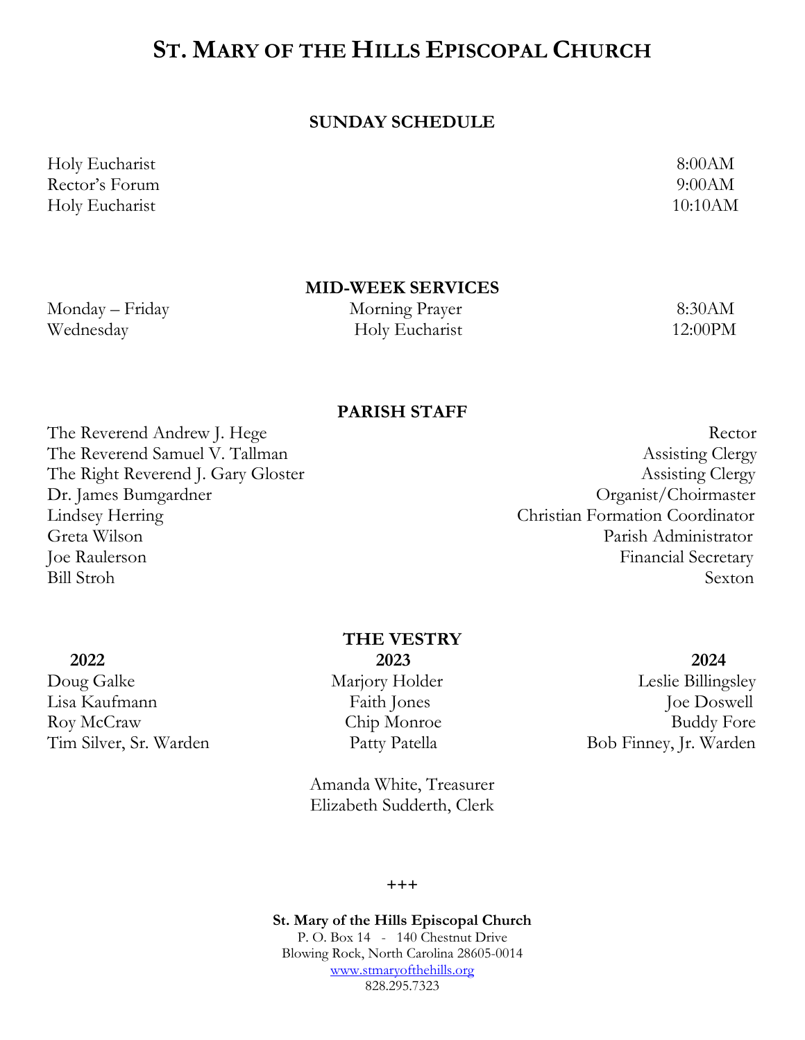# St. Mary of the Hills Episcopal Church

## SUNDAY SCHEDULE

| | |
|---|---|
| Holy Eucharist | 8:00AM |
| Rector's Forum | 9:00AM |
| Holy Eucharist | 10:10AM |

## MID-WEEK SERVICES

| | | |
|---|---|---|
| Monday – Friday | Morning Prayer | 8:30AM |
| Wednesday | Holy Eucharist | 12:00PM |

## PARISH STAFF

| | |
|---|---|
| The Reverend Andrew J. Hege | Rector |
| The Reverend Samuel V. Tallman | Assisting Clergy |
| The Right Reverend J. Gary Gloster | Assisting Clergy |
| Dr. James Bumgardner | Organist/Choirmaster |
| Lindsey Herring | Christian Formation Coordinator |
| Greta Wilson | Parish Administrator |
| Joe Raulerson | Financial Secretary |
| Bill Stroh | Sexton |

## THE VESTRY

| 2022 | 2023 | 2024 |
|---|---|---|
| Doug Galke | Marjory Holder | Leslie Billingsley |
| Lisa Kaufmann | Faith Jones | Joe Doswell |
| Roy McCraw | Chip Monroe | Buddy Fore |
| Tim Silver, Sr. Warden | Patty Patella | Bob Finney, Jr. Warden |

Amanda White, Treasurer
Elizabeth Sudderth, Clerk

+++

**St. Mary of the Hills Episcopal Church**
P. O. Box 14 - 140 Chestnut Drive
Blowing Rock, North Carolina 28605-0014
www.stmaryofthehills.org
828.295.7323